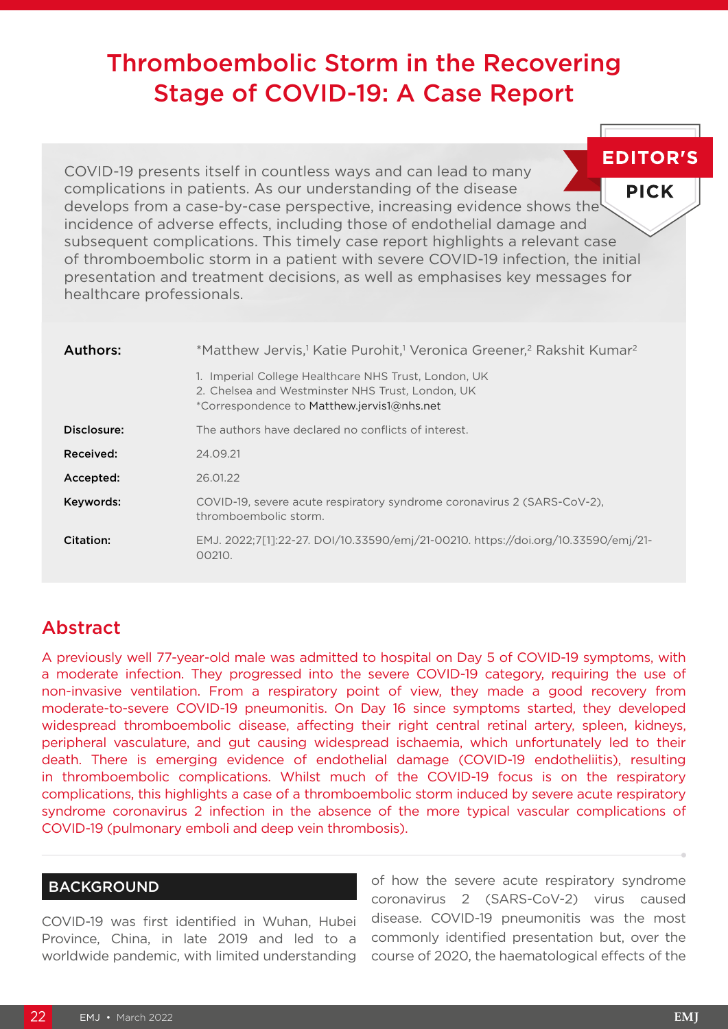# Thromboembolic Storm in the Recovering Stage of COVID-19: A Case Report

EDITOR'S PICK

COVID-19 presents itself in countless ways and can lead to many complications in patients. As our understanding of the disease develops from a case-by-case perspective, increasing evidence shows the incidence of adverse effects, including those of endothelial damage and subsequent complications. This timely case report highlights a relevant case of thromboembolic storm in a patient with severe COVID-19 infection, the initial presentation and treatment decisions, as well as emphasises key messages for healthcare professionals.

**Authors:** *Matthew Jervis,[1] Katie Purohit,[1] Veronica Greener,[2] Rakshit Kumar[2]

1. Imperial College Healthcare NHS Trust, London, UK
2. Chelsea and Westminster NHS Trust, London, UK

*Correspondence to Matthew.jervis1@nhs.net

**Disclosure:** The authors have declared no conflicts of interest.

**Received:** 24.09.21

**Accepted:** 26.01.22

**Keywords:** COVID-19, severe acute respiratory syndrome coronavirus 2 (SARS-CoV-2), thromboembolic storm.

**Citation:** EMJ. 2022;7[1]:22-27. DOI/10.33590/emj/21-00210. https://doi.org/10.33590/emj/21-00210.

## Abstract

A previously well 77-year-old male was admitted to hospital on Day 5 of COVID-19 symptoms, with a moderate infection. They progressed into the severe COVID-19 category, requiring the use of non-invasive ventilation. From a respiratory point of view, they made a good recovery from moderate-to-severe COVID-19 pneumonitis. On Day 16 since symptoms started, they developed widespread thromboembolic disease, affecting their right central retinal artery, spleen, kidneys, peripheral vasculature, and gut causing widespread ischaemia, which unfortunately led to their death. There is emerging evidence of endothelial damage (COVID-19 endotheliitis), resulting in thromboembolic complications. Whilst much of the COVID-19 focus is on the respiratory complications, this highlights a case of a thromboembolic storm induced by severe acute respiratory syndrome coronavirus 2 infection in the absence of the more typical vascular complications of COVID-19 (pulmonary emboli and deep vein thrombosis).

## BACKGROUND

COVID-19 was first identified in Wuhan, Hubei Province, China, in late 2019 and led to a worldwide pandemic, with limited understanding of how the severe acute respiratory syndrome coronavirus 2 (SARS-CoV-2) virus caused disease. COVID-19 pneumonitis was the most commonly identified presentation but, over the course of 2020, the haematological effects of the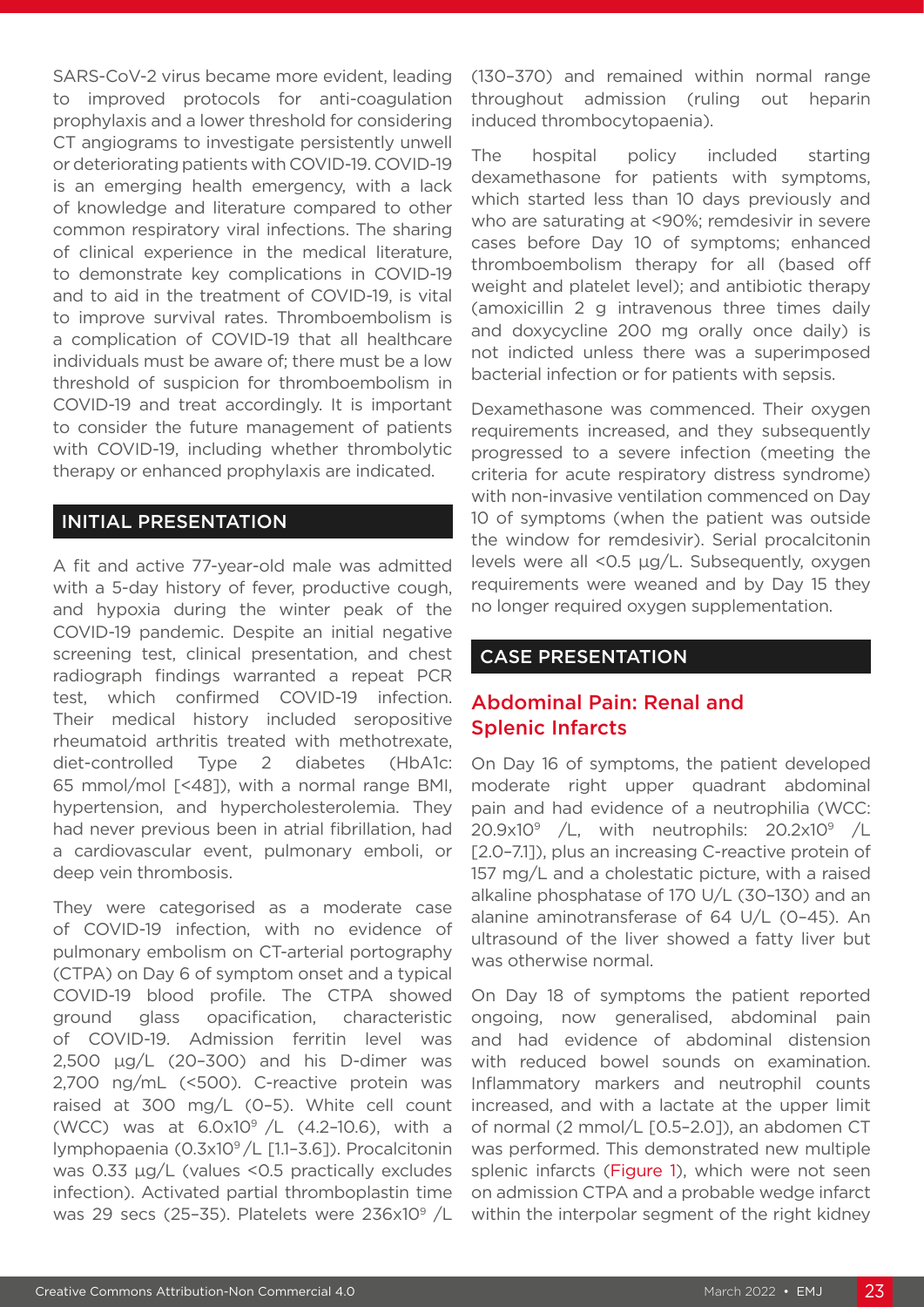SARS-CoV-2 virus became more evident, leading to improved protocols for anti-coagulation prophylaxis and a lower threshold for considering CT angiograms to investigate persistently unwell or deteriorating patients with COVID-19. COVID-19 is an emerging health emergency, with a lack of knowledge and literature compared to other common respiratory viral infections. The sharing of clinical experience in the medical literature, to demonstrate key complications in COVID-19 and to aid in the treatment of COVID-19, is vital to improve survival rates. Thromboembolism is a complication of COVID-19 that all healthcare individuals must be aware of; there must be a low threshold of suspicion for thromboembolism in COVID-19 and treat accordingly. It is important to consider the future management of patients with COVID-19, including whether thrombolytic therapy or enhanced prophylaxis are indicated.

## INITIAL PRESENTATION

A fit and active 77-year-old male was admitted with a 5-day history of fever, productive cough, and hypoxia during the winter peak of the COVID-19 pandemic. Despite an initial negative screening test, clinical presentation, and chest radiograph findings warranted a repeat PCR test, which confirmed COVID-19 infection. Their medical history included seropositive rheumatoid arthritis treated with methotrexate, diet-controlled Type 2 diabetes (HbA1c: 65 mmol/mol [<48]), with a normal range BMI, hypertension, and hypercholesterolemia. They had never previous been in atrial fibrillation, had a cardiovascular event, pulmonary emboli, or deep vein thrombosis.

They were categorised as a moderate case of COVID-19 infection, with no evidence of pulmonary embolism on CT-arterial portography (CTPA) on Day 6 of symptom onset and a typical COVID-19 blood profile. The CTPA showed ground glass opacification, characteristic of COVID-19. Admission ferritin level was 2,500 µg/L (20–300) and his D-dimer was 2,700 ng/mL (<500). C-reactive protein was raised at 300 mg/L (0–5). White cell count (WCC) was at $6.0\times10^9$ /L (4.2–10.6), with a lymphopaenia ($0.3\times10^9$/L [1.1–3.6]). Procalcitonin was 0.33 µg/L (values <0.5 practically excludes infection). Activated partial thromboplastin time was 29 secs (25–35). Platelets were $236\times10^9$ /L (130–370) and remained within normal range throughout admission (ruling out heparin induced thrombocytopaenia).

The hospital policy included starting dexamethasone for patients with symptoms, which started less than 10 days previously and who are saturating at <90%; remdesivir in severe cases before Day 10 of symptoms; enhanced thromboembolism therapy for all (based off weight and platelet level); and antibiotic therapy (amoxicillin 2 g intravenous three times daily and doxycycline 200 mg orally once daily) is not indicted unless there was a superimposed bacterial infection or for patients with sepsis.

Dexamethasone was commenced. Their oxygen requirements increased, and they subsequently progressed to a severe infection (meeting the criteria for acute respiratory distress syndrome) with non-invasive ventilation commenced on Day 10 of symptoms (when the patient was outside the window for remdesivir). Serial procalcitonin levels were all <0.5 µg/L. Subsequently, oxygen requirements were weaned and by Day 15 they no longer required oxygen supplementation.

## CASE PRESENTATION

### Abdominal Pain: Renal and Splenic Infarcts

On Day 16 of symptoms, the patient developed moderate right upper quadrant abdominal pain and had evidence of a neutrophilia (WCC: $20.9\times10^9$ /L, with neutrophils: $20.2\times10^9$ /L [2.0–7.1]), plus an increasing C-reactive protein of 157 mg/L and a cholestatic picture, with a raised alkaline phosphatase of 170 U/L (30–130) and an alanine aminotransferase of 64 U/L (0–45). An ultrasound of the liver showed a fatty liver but was otherwise normal.

On Day 18 of symptoms the patient reported ongoing, now generalised, abdominal pain and had evidence of abdominal distension with reduced bowel sounds on examination. Inflammatory markers and neutrophil counts increased, and with a lactate at the upper limit of normal (2 mmol/L [0.5–2.0]), an abdomen CT was performed. This demonstrated new multiple splenic infarcts (Figure 1), which were not seen on admission CTPA and a probable wedge infarct within the interpolar segment of the right kidney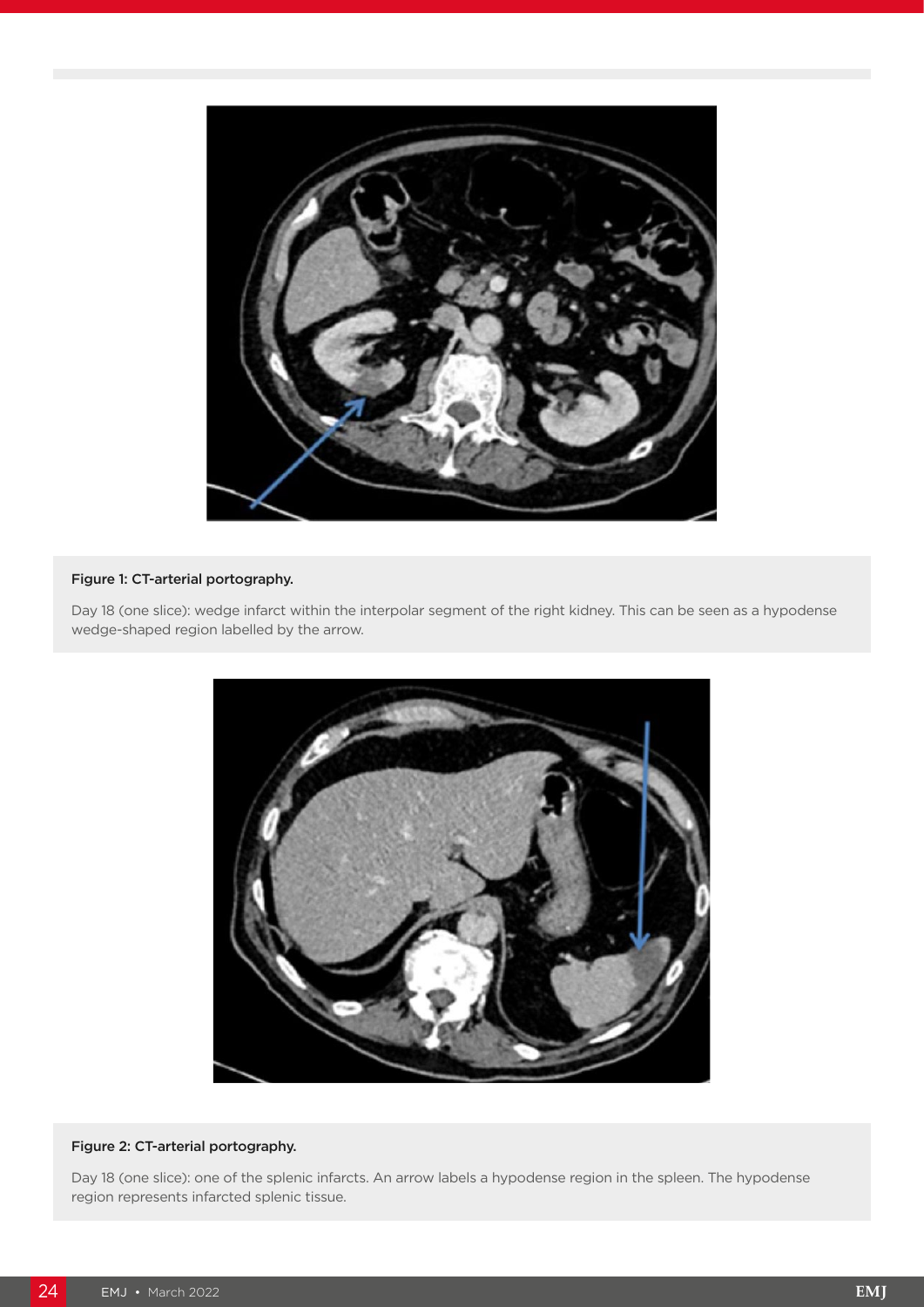**Figure 1: CT-arterial portography.**

Day 18 (one slice): wedge infarct within the interpolar segment of the right kidney. This can be seen as a hypodense wedge-shaped region labelled by the arrow.

**Figure 2: CT-arterial portography.**

Day 18 (one slice): one of the splenic infarcts. An arrow labels a hypodense region in the spleen. The hypodense region represents infarcted splenic tissue.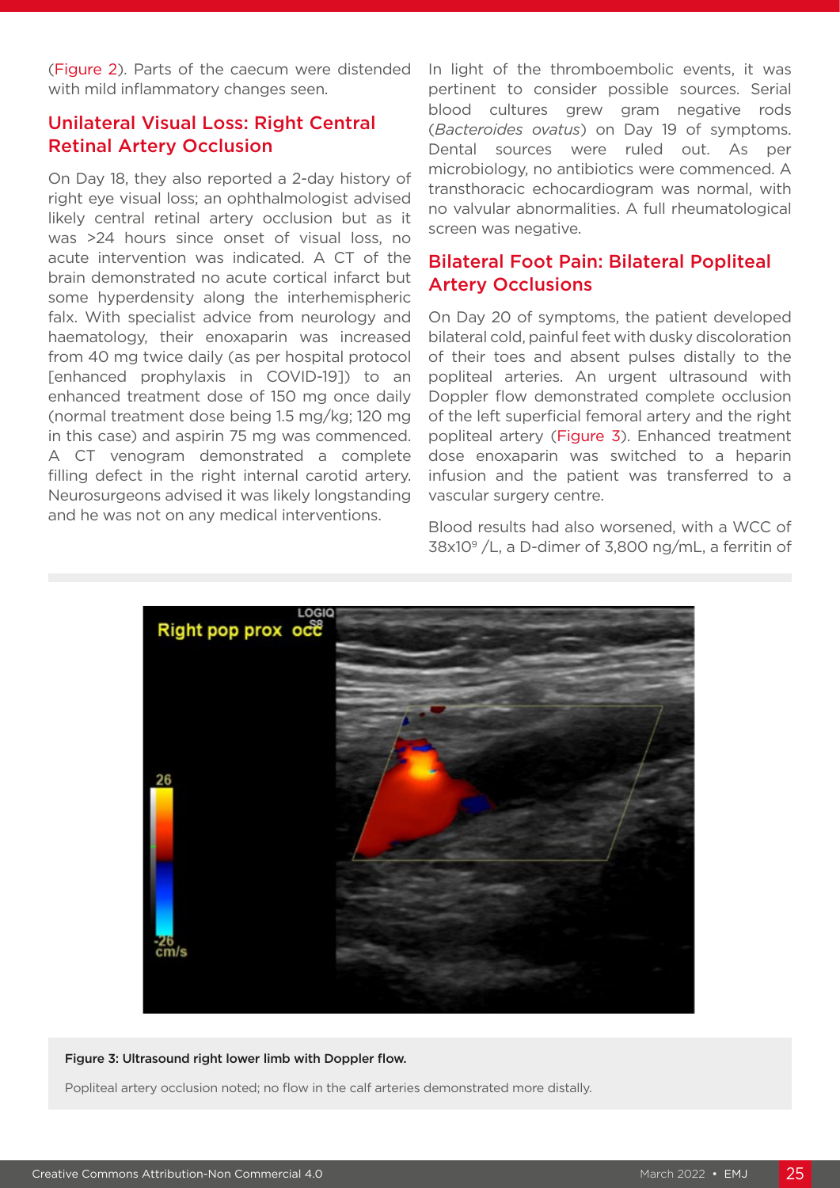(Figure 2). Parts of the caecum were distended with mild inflammatory changes seen.

## Unilateral Visual Loss: Right Central Retinal Artery Occlusion

On Day 18, they also reported a 2-day history of right eye visual loss; an ophthalmologist advised likely central retinal artery occlusion but as it was >24 hours since onset of visual loss, no acute intervention was indicated. A CT of the brain demonstrated no acute cortical infarct but some hyperdensity along the interhemispheric falx. With specialist advice from neurology and haematology, their enoxaparin was increased from 40 mg twice daily (as per hospital protocol [enhanced prophylaxis in COVID-19]) to an enhanced treatment dose of 150 mg once daily (normal treatment dose being 1.5 mg/kg; 120 mg in this case) and aspirin 75 mg was commenced. A CT venogram demonstrated a complete filling defect in the right internal carotid artery. Neurosurgeons advised it was likely longstanding and he was not on any medical interventions.

In light of the thromboembolic events, it was pertinent to consider possible sources. Serial blood cultures grew gram negative rods (*Bacteroides ovatus*) on Day 19 of symptoms. Dental sources were ruled out. As per microbiology, no antibiotics were commenced. A transthoracic echocardiogram was normal, with no valvular abnormalities. A full rheumatological screen was negative.

## Bilateral Foot Pain: Bilateral Popliteal Artery Occlusions

On Day 20 of symptoms, the patient developed bilateral cold, painful feet with dusky discoloration of their toes and absent pulses distally to the popliteal arteries. An urgent ultrasound with Doppler flow demonstrated complete occlusion of the left superficial femoral artery and the right popliteal artery (Figure 3). Enhanced treatment dose enoxaparin was switched to a heparin infusion and the patient was transferred to a vascular surgery centre.

Blood results had also worsened, with a WCC of $38x10^9$ /L, a D-dimer of 3,800 ng/mL, a ferritin of

**Figure 3: Ultrasound right lower limb with Doppler flow.**

Popliteal artery occlusion noted; no flow in the calf arteries demonstrated more distally.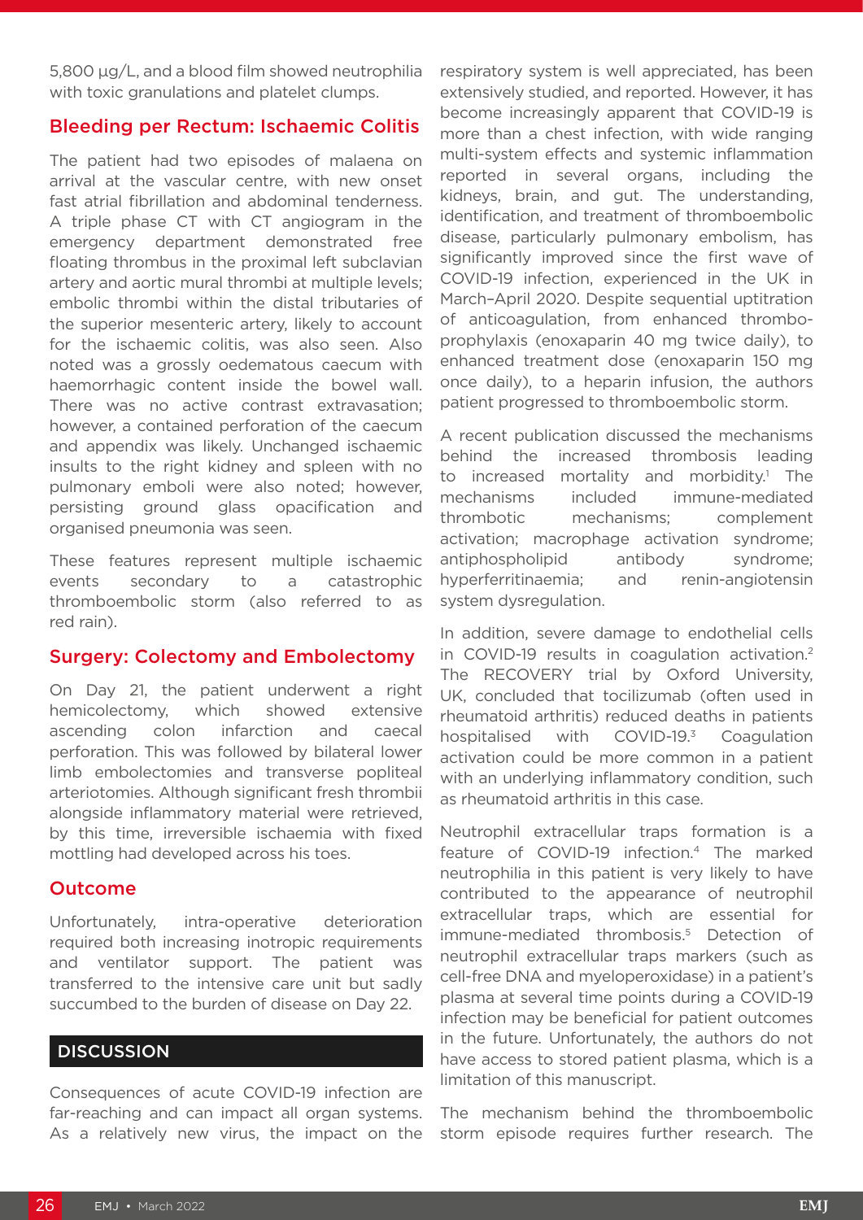5,800 µg/L, and a blood film showed neutrophilia with toxic granulations and platelet clumps.

## Bleeding per Rectum: Ischaemic Colitis

The patient had two episodes of malaena on arrival at the vascular centre, with new onset fast atrial fibrillation and abdominal tenderness. A triple phase CT with CT angiogram in the emergency department demonstrated free floating thrombus in the proximal left subclavian artery and aortic mural thrombi at multiple levels; embolic thrombi within the distal tributaries of the superior mesenteric artery, likely to account for the ischaemic colitis, was also seen. Also noted was a grossly oedematous caecum with haemorrhagic content inside the bowel wall. There was no active contrast extravasation; however, a contained perforation of the caecum and appendix was likely. Unchanged ischaemic insults to the right kidney and spleen with no pulmonary emboli were also noted; however, persisting ground glass opacification and organised pneumonia was seen.

These features represent multiple ischaemic events secondary to a catastrophic thromboembolic storm (also referred to as red rain).

## Surgery: Colectomy and Embolectomy

On Day 21, the patient underwent a right hemicolectomy, which showed extensive ascending colon infarction and caecal perforation. This was followed by bilateral lower limb embolectomies and transverse popliteal arteriotomies. Although significant fresh thrombii alongside inflammatory material were retrieved, by this time, irreversible ischaemia with fixed mottling had developed across his toes.

## Outcome

Unfortunately, intra-operative deterioration required both increasing inotropic requirements and ventilator support. The patient was transferred to the intensive care unit but sadly succumbed to the burden of disease on Day 22.

# DISCUSSION

Consequences of acute COVID-19 infection are far-reaching and can impact all organ systems. As a relatively new virus, the impact on the respiratory system is well appreciated, has been extensively studied, and reported. However, it has become increasingly apparent that COVID-19 is more than a chest infection, with wide ranging multi-system effects and systemic inflammation reported in several organs, including the kidneys, brain, and gut. The understanding, identification, and treatment of thromboembolic disease, particularly pulmonary embolism, has significantly improved since the first wave of COVID-19 infection, experienced in the UK in March–April 2020. Despite sequential uptitration of anticoagulation, from enhanced thromboprophylaxis (enoxaparin 40 mg twice daily), to enhanced treatment dose (enoxaparin 150 mg once daily), to a heparin infusion, the authors patient progressed to thromboembolic storm.

A recent publication discussed the mechanisms behind the increased thrombosis leading to increased mortality and morbidity.[1] The mechanisms included immune-mediated thrombotic mechanisms; complement activation; macrophage activation syndrome; antiphospholipid antibody syndrome; hyperferritinaemia; and renin-angiotensin system dysregulation.

In addition, severe damage to endothelial cells in COVID-19 results in coagulation activation.[2] The RECOVERY trial by Oxford University, UK, concluded that tocilizumab (often used in rheumatoid arthritis) reduced deaths in patients hospitalised with COVID-19.[3] Coagulation activation could be more common in a patient with an underlying inflammatory condition, such as rheumatoid arthritis in this case.

Neutrophil extracellular traps formation is a feature of COVID-19 infection.[4] The marked neutrophilia in this patient is very likely to have contributed to the appearance of neutrophil extracellular traps, which are essential for immune-mediated thrombosis.[5] Detection of neutrophil extracellular traps markers (such as cell-free DNA and myeloperoxidase) in a patient's plasma at several time points during a COVID-19 infection may be beneficial for patient outcomes in the future. Unfortunately, the authors do not have access to stored patient plasma, which is a limitation of this manuscript.

The mechanism behind the thromboembolic storm episode requires further research. The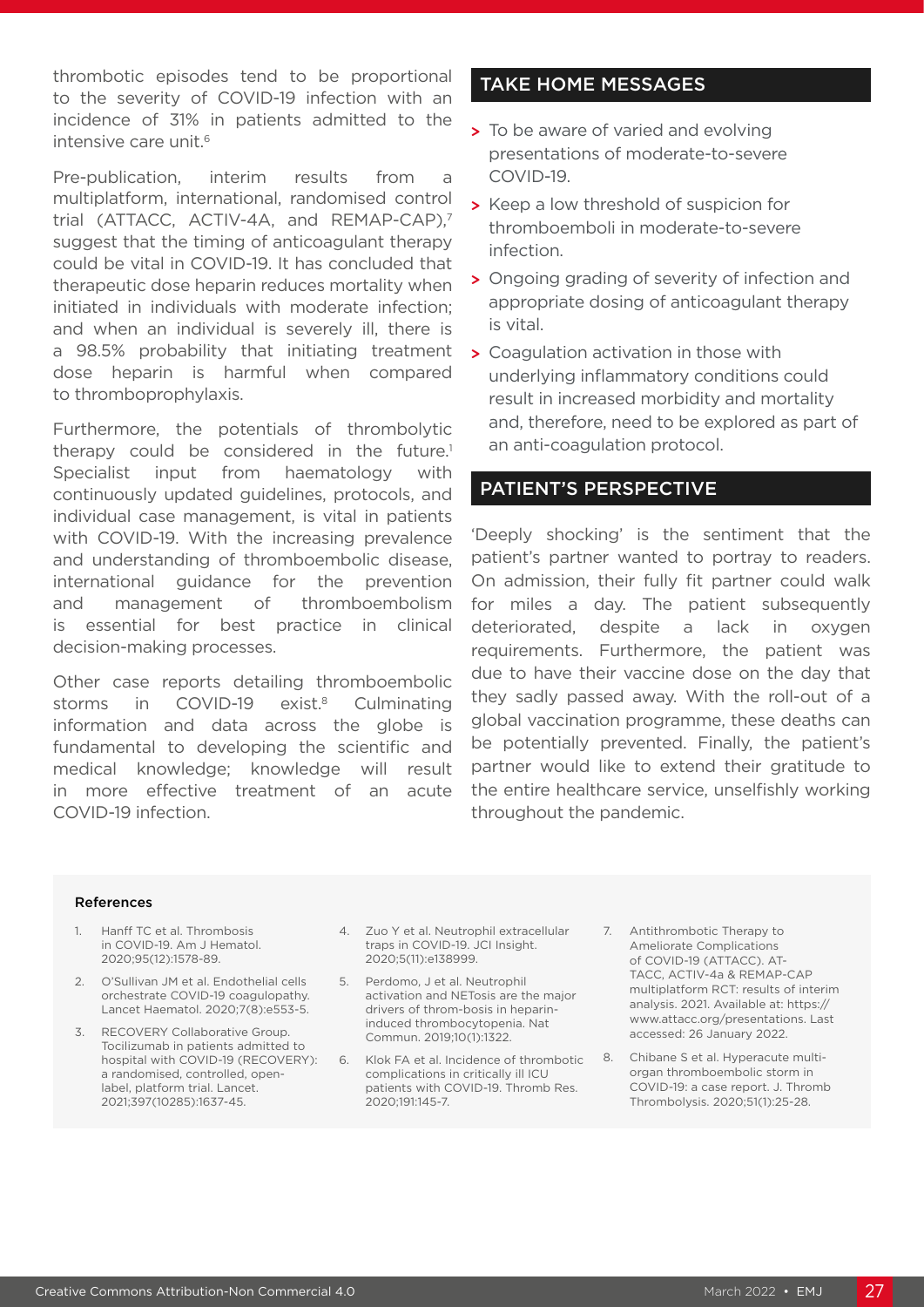thrombotic episodes tend to be proportional to the severity of COVID-19 infection with an incidence of 31% in patients admitted to the intensive care unit.[6]

Pre-publication, interim results from a multiplatform, international, randomised control trial (ATTACC, ACTIV-4A, and REMAP-CAP),[7] suggest that the timing of anticoagulant therapy could be vital in COVID-19. It has concluded that therapeutic dose heparin reduces mortality when initiated in individuals with moderate infection; and when an individual is severely ill, there is a 98.5% probability that initiating treatment dose heparin is harmful when compared to thromboprophylaxis.

Furthermore, the potentials of thrombolytic therapy could be considered in the future.[1] Specialist input from haematology with continuously updated guidelines, protocols, and individual case management, is vital in patients with COVID-19. With the increasing prevalence and understanding of thromboembolic disease, international guidance for the prevention and management of thromboembolism is essential for best practice in clinical decision-making processes.

Other case reports detailing thromboembolic storms in COVID-19 exist.[8] Culminating information and data across the globe is fundamental to developing the scientific and medical knowledge; knowledge will result in more effective treatment of an acute COVID-19 infection.

## TAKE HOME MESSAGES

- To be aware of varied and evolving presentations of moderate-to-severe COVID-19.
- Keep a low threshold of suspicion for thromboemboli in moderate-to-severe infection.
- Ongoing grading of severity of infection and appropriate dosing of anticoagulant therapy is vital.
- Coagulation activation in those with underlying inflammatory conditions could result in increased morbidity and mortality and, therefore, need to be explored as part of an anti-coagulation protocol.

## PATIENT'S PERSPECTIVE

'Deeply shocking' is the sentiment that the patient's partner wanted to portray to readers. On admission, their fully fit partner could walk for miles a day. The patient subsequently deteriorated, despite a lack in oxygen requirements. Furthermore, the patient was due to have their vaccine dose on the day that they sadly passed away. With the roll-out of a global vaccination programme, these deaths can be potentially prevented. Finally, the patient's partner would like to extend their gratitude to the entire healthcare service, unselfishly working throughout the pandemic.

### References

1. Hanff TC et al. Thrombosis in COVID-19. Am J Hematol. 2020;95(12):1578-89.
2. O'Sullivan JM et al. Endothelial cells orchestrate COVID-19 coagulopathy. Lancet Haematol. 2020;7(8):e553-5.
3. RECOVERY Collaborative Group. Tocilizumab in patients admitted to hospital with COVID-19 (RECOVERY): a randomised, controlled, open-label, platform trial. Lancet. 2021;397(10285):1637-45.
4. Zuo Y et al. Neutrophil extracellular traps in COVID-19. JCI Insight. 2020;5(11):e138999.
5. Perdomo, J et al. Neutrophil activation and NETosis are the major drivers of throm-bosis in heparin-induced thrombocytopenia. Nat Commun. 2019;10(1):1322.
6. Klok FA et al. Incidence of thrombotic complications in critically ill ICU patients with COVID-19. Thromb Res. 2020;191:145-7.
7. Antithrombotic Therapy to Ameliorate Complications of COVID-19 (ATTACC). AT-TACC, ACTIV-4a & REMAP-CAP multiplatform RCT: results of interim analysis. 2021. Available at: https://www.attacc.org/presentations. Last accessed: 26 January 2022.
8. Chibane S et al. Hyperacute multi-organ thromboembolic storm in COVID-19: a case report. J. Thromb Thrombolysis. 2020;51(1):25-28.